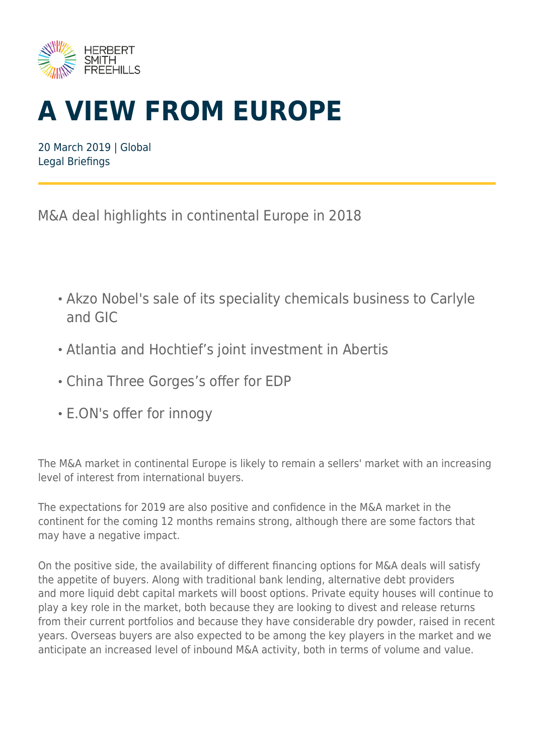# A VIEW FROM EUROPE

20 March 2019 | Global
Legal Briefings

M&A deal highlights in continental Europe in 2018

- Akzo Nobel's sale of its speciality chemicals business to Carlyle and GIC
- Atlantia and Hochtief's joint investment in Abertis
- China Three Gorges's offer for EDP
- E.ON's offer for innogy

The M&A market in continental Europe is likely to remain a sellers' market with an increasing level of interest from international buyers.

The expectations for 2019 are also positive and confidence in the M&A market in the continent for the coming 12 months remains strong, although there are some factors that may have a negative impact.

On the positive side, the availability of different financing options for M&A deals will satisfy the appetite of buyers. Along with traditional bank lending, alternative debt providers and more liquid debt capital markets will boost options. Private equity houses will continue to play a key role in the market, both because they are looking to divest and release returns from their current portfolios and because they have considerable dry powder, raised in recent years. Overseas buyers are also expected to be among the key players in the market and we anticipate an increased level of inbound M&A activity, both in terms of volume and value.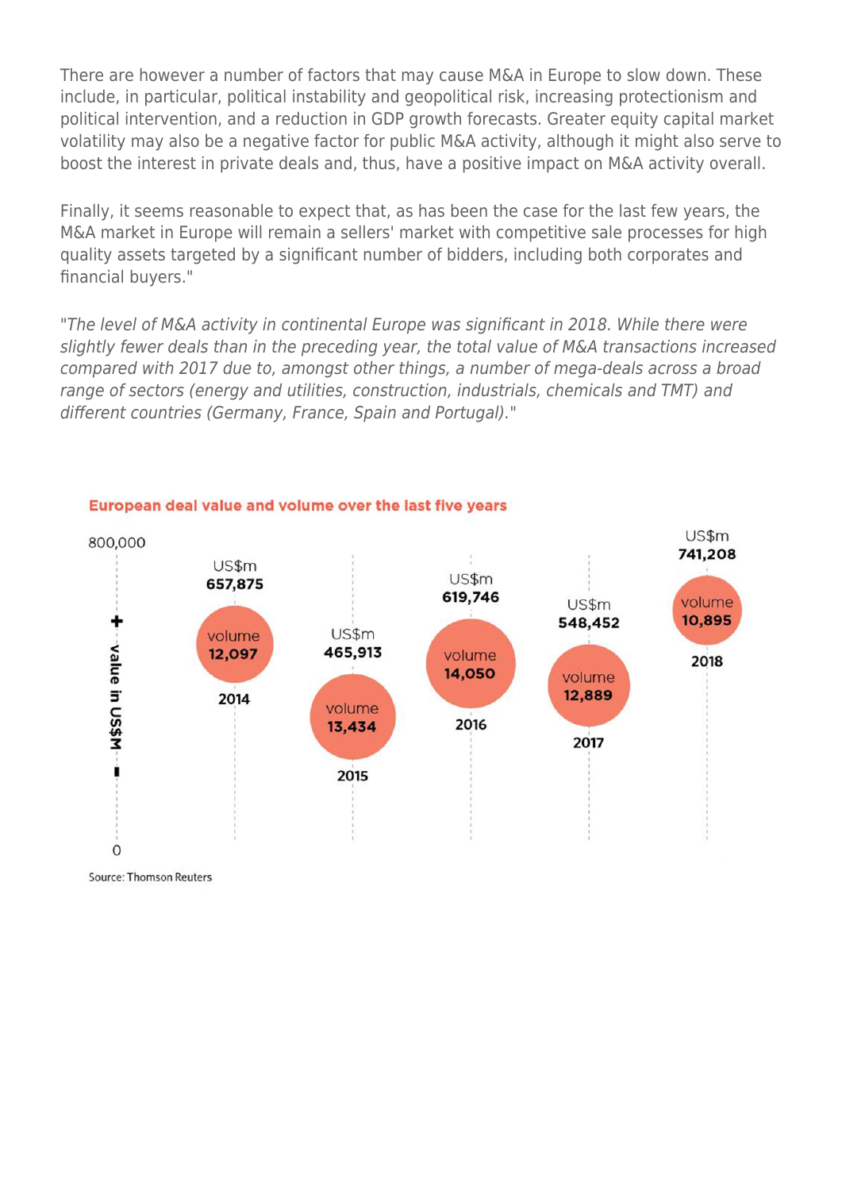There are however a number of factors that may cause M&A in Europe to slow down. These include, in particular, political instability and geopolitical risk, increasing protectionism and political intervention, and a reduction in GDP growth forecasts. Greater equity capital market volatility may also be a negative factor for public M&A activity, although it might also serve to boost the interest in private deals and, thus, have a positive impact on M&A activity overall.

Finally, it seems reasonable to expect that, as has been the case for the last few years, the M&A market in Europe will remain a sellers' market with competitive sale processes for high quality assets targeted by a significant number of bidders, including both corporates and financial buyers."

*"The level of M&A activity in continental Europe was significant in 2018. While there were slightly fewer deals than in the preceding year, the total value of M&A transactions increased compared with 2017 due to, amongst other things, a number of mega-deals across a broad range of sectors (energy and utilities, construction, industrials, chemicals and TMT) and different countries (Germany, France, Spain and Portugal)."*

**European deal value and volume over the last five years**

| Year | Value (US$m) | Volume |
|---|---|---|
| 2014 | 657,875 | 12,097 |
| 2015 | 465,913 | 13,434 |
| 2016 | 619,746 | 14,050 |
| 2017 | 548,452 | 12,889 |
| 2018 | 741,208 | 10,895 |

Source: Thomson Reuters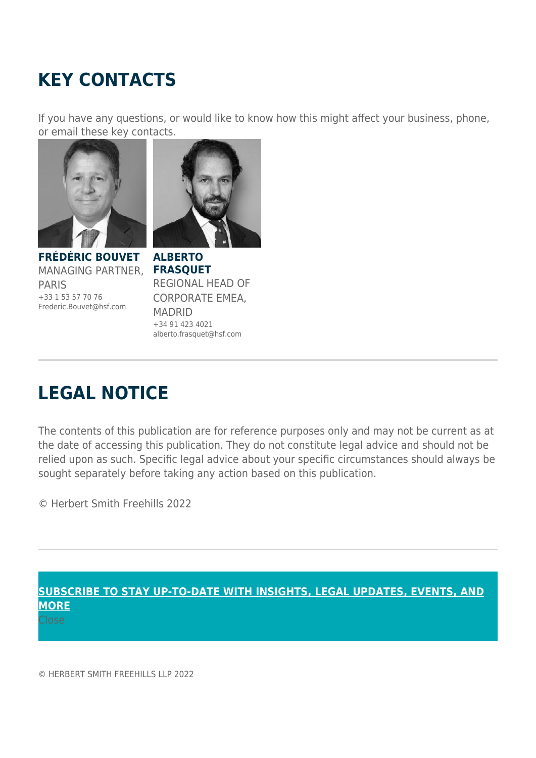## KEY CONTACTS

If you have any questions, or would like to know how this might affect your business, phone, or email these key contacts.

**FRÉDÉRIC BOUVET**
MANAGING PARTNER, PARIS
+33 1 53 57 70 76
Frederic.Bouvet@hsf.com

**ALBERTO FRASQUET**
REGIONAL HEAD OF CORPORATE EMEA, MADRID
+34 91 423 4021
alberto.frasquet@hsf.com

## LEGAL NOTICE

The contents of this publication are for reference purposes only and may not be current as at the date of accessing this publication. They do not constitute legal advice and should not be relied upon as such. Specific legal advice about your specific circumstances should always be sought separately before taking any action based on this publication.

© Herbert Smith Freehills 2022

**SUBSCRIBE TO STAY UP-TO-DATE WITH INSIGHTS, LEGAL UPDATES, EVENTS, AND MORE**

Close

© HERBERT SMITH FREEHILLS LLP 2022